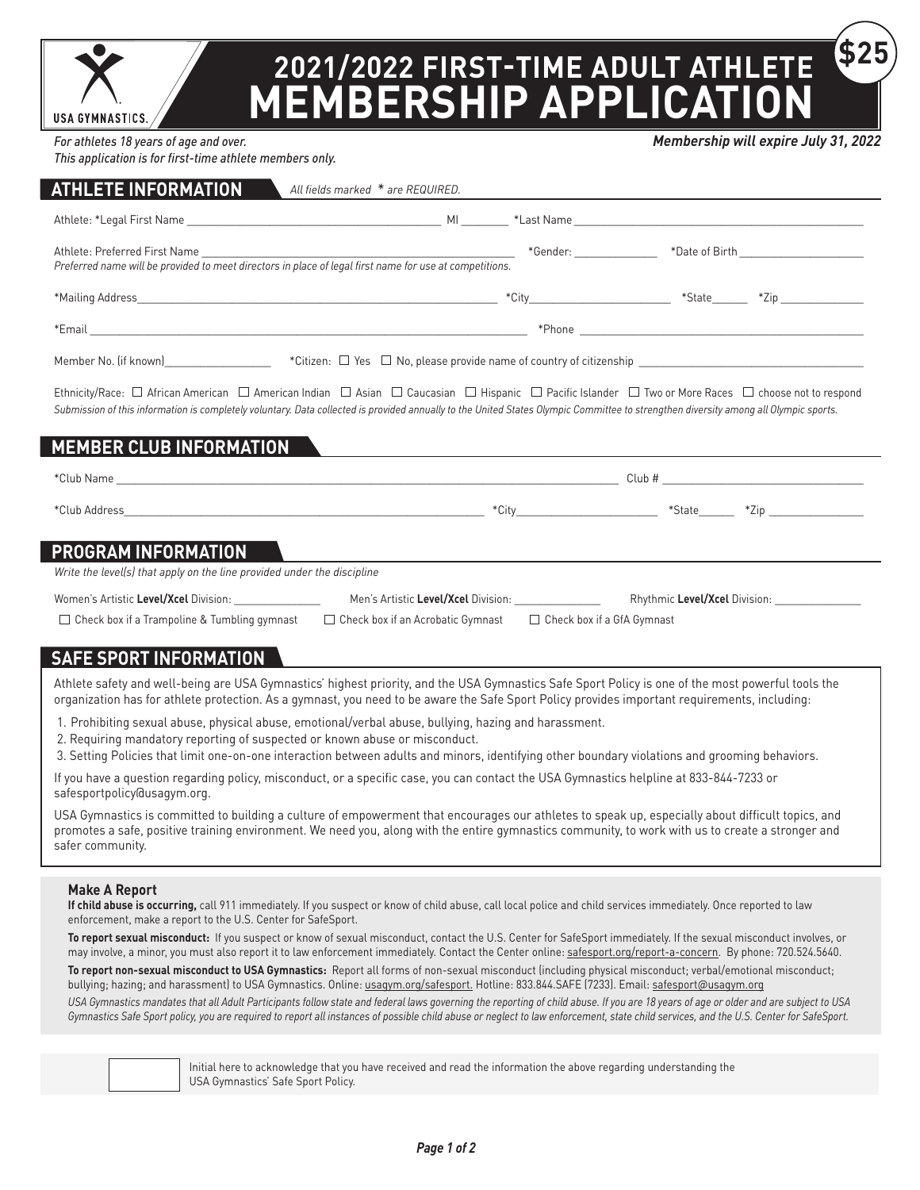USA GYMNASTICS.

# 2021/2022 FIRST-TIME ADULT ATHLETE MEMBERSHIP APPLICATION

**$25**

*For athletes 18 years of age and over.*
*This application is for first-time athlete members only.*

***Membership will expire July 31, 2022***

## ATHLETE INFORMATION

*All fields marked * are REQUIRED.*

Athlete: *Legal First Name ______________________ MI ________ *Last Name ______________________

Athlete: Preferred First Name ______________________ *Gender: ______________ *Date of Birth ______________
*Preferred name will be provided to meet directors in place of legal first name for use at competitions.*

*Mailing Address ______________________ *City ______________ *State ______ *Zip ______________

*Email ______________________ *Phone ______________________

Member No. (if known) ______________ *Citizen: ☐ Yes ☐ No, please provide name of country of citizenship ______________

Ethnicity/Race: ☐ African American ☐ American Indian ☐ Asian ☐ Caucasian ☐ Hispanic ☐ Pacific Islander ☐ Two or More Races ☐ choose not to respond
*Submission of this information is completely voluntary. Data collected is provided annually to the United States Olympic Committee to strengthen diversity among all Olympic sports.*

## MEMBER CLUB INFORMATION

*Club Name ______________________ Club # ______________

*Club Address ______________________ *City ______________ *State ______ *Zip ______________

## PROGRAM INFORMATION

*Write the level(s) that apply on the line provided under the discipline*

Women's Artistic **Level/Xcel** Division: ______________ Men's Artistic **Level/Xcel** Division: ______________ Rhythmic **Level/Xcel** Division: ______________

☐ Check box if a Trampoline & Tumbling gymnast ☐ Check box if an Acrobatic Gymnast ☐ Check box if a GfA Gymnast

## SAFE SPORT INFORMATION

Athlete safety and well-being are USA Gymnastics' highest priority, and the USA Gymnastics Safe Sport Policy is one of the most powerful tools the organization has for athlete protection. As a gymnast, you need to be aware the Safe Sport Policy provides important requirements, including:

1. Prohibiting sexual abuse, physical abuse, emotional/verbal abuse, bullying, hazing and harassment.
2. Requiring mandatory reporting of suspected or known abuse or misconduct.
3. Setting Policies that limit one-on-one interaction between adults and minors, identifying other boundary violations and grooming behaviors.

If you have a question regarding policy, misconduct, or a specific case, you can contact the USA Gymnastics helpline at 833-844-7233 or safesportpolicy@usagym.org.

USA Gymnastics is committed to building a culture of empowerment that encourages our athletes to speak up, especially about difficult topics, and promotes a safe, positive training environment. We need you, along with the entire gymnastics community, to work with us to create a stronger and safer community.

### Make A Report

**If child abuse is occurring,** call 911 immediately. If you suspect or know of child abuse, call local police and child services immediately. Once reported to law enforcement, make a report to the U.S. Center for SafeSport.

**To report sexual misconduct:** If you suspect or know of sexual misconduct, contact the U.S. Center for SafeSport immediately. If the sexual misconduct involves, or may involve, a minor, you must also report it to law enforcement immediately. Contact the Center online: safesport.org/report-a-concern. By phone: 720.524.5640.

**To report non-sexual misconduct to USA Gymnastics:** Report all forms of non-sexual misconduct (including physical misconduct; verbal/emotional misconduct; bullying; hazing; and harassment) to USA Gymnastics. Online: usagym.org/safesport. Hotline: 833.844.SAFE (7233). Email: safesport@usagym.org

*USA Gymnastics mandates that all Adult Participants follow state and federal laws governing the reporting of child abuse. If you are 18 years of age or older and are subject to USA Gymnastics Safe Sport policy, you are required to report all instances of possible child abuse or neglect to law enforcement, state child services, and the U.S. Center for SafeSport.*

☐ Initial here to acknowledge that you have received and read the information the above regarding understanding the USA Gymnastics' Safe Sport Policy.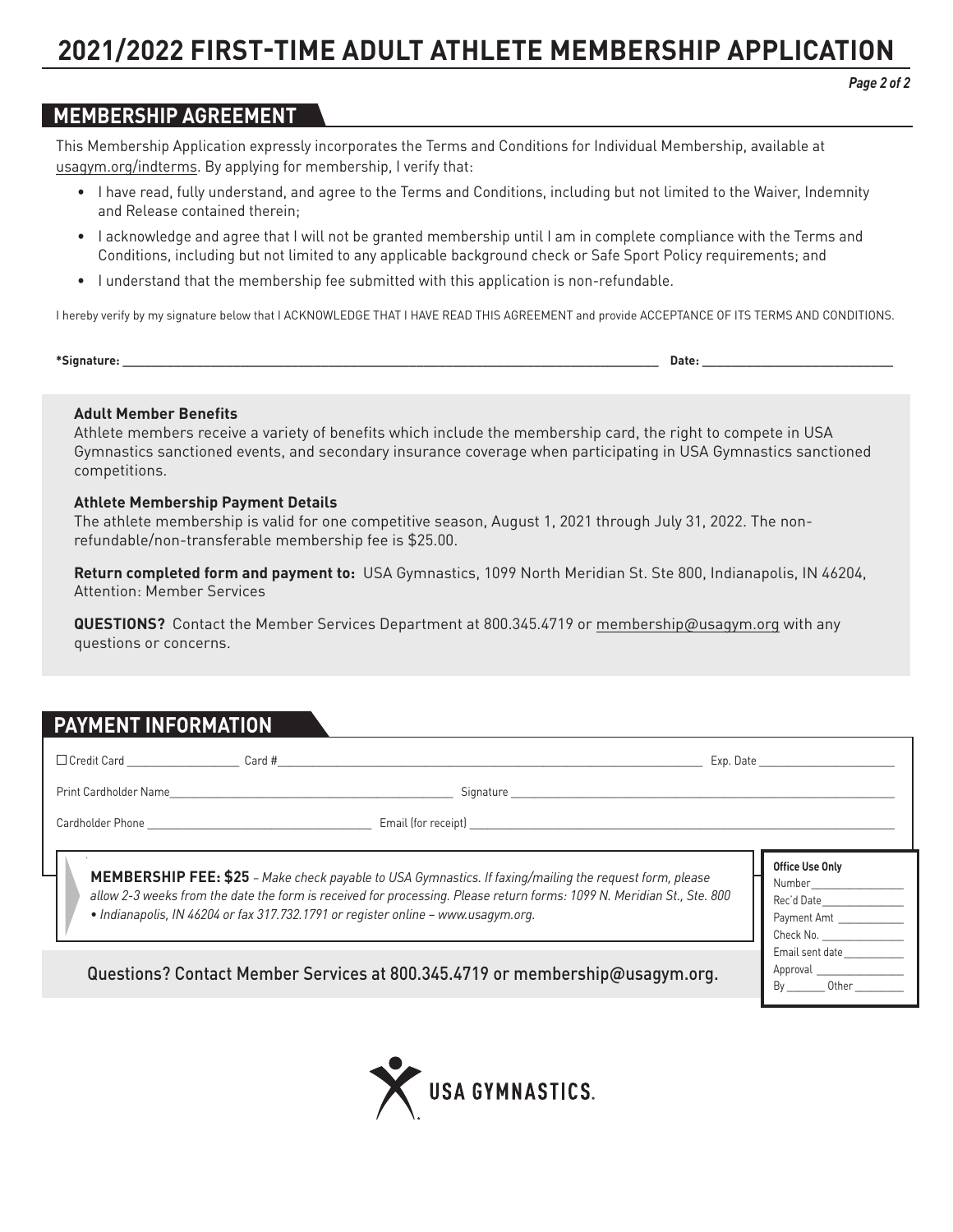// 2021/2022 FIRST-TIME ADULT ATHLETE MEMBERSHIP APPLICATION

## MEMBERSHIP AGREEMENT

This Membership Application expressly incorporates the Terms and Conditions for Individual Membership, available at usagym.org/indterms. By applying for membership, I verify that:

- I have read, fully understand, and agree to the Terms and Conditions, including but not limited to the Waiver, Indemnity and Release contained therein;
- I acknowledge and agree that I will not be granted membership until I am in complete compliance with the Terms and Conditions, including but not limited to any applicable background check or Safe Sport Policy requirements; and
- I understand that the membership fee submitted with this application is non-refundable.

I hereby verify by my signature below that I ACKNOWLEDGE THAT I HAVE READ THIS AGREEMENT and provide ACCEPTANCE OF ITS TERMS AND CONDITIONS.

**\*Signature:** ______________________________ **Date:** ______________

**Adult Member Benefits**
Athlete members receive a variety of benefits which include the membership card, the right to compete in USA Gymnastics sanctioned events, and secondary insurance coverage when participating in USA Gymnastics sanctioned competitions.

**Athlete Membership Payment Details**
The athlete membership is valid for one competitive season, August 1, 2021 through July 31, 2022. The non-refundable/non-transferable membership fee is $25.00.

**Return completed form and payment to:** USA Gymnastics, 1099 North Meridian St. Ste 800, Indianapolis, IN 46204, Attention: Member Services

**QUESTIONS?** Contact the Member Services Department at 800.345.4719 or membership@usagym.org with any questions or concerns.

## PAYMENT INFORMATION

☐ Credit Card ______________ Card # ______________________________ Exp. Date ______________

Print Cardholder Name ______________________ Signature ______________________________

Cardholder Phone ______________________ Email (for receipt) ______________________________

**MEMBERSHIP FEE: $25** – *Make check payable to USA Gymnastics. If faxing/mailing the request form, please allow 2-3 weeks from the date the form is received for processing. Please return forms: 1099 N. Meridian St., Ste. 800 • Indianapolis, IN 46204 or fax 317.732.1791 or register online – www.usagym.org.*

**Office Use Only**
Number ______________
Rec'd Date ______________
Payment Amt ______________
Check No. ______________
Email sent date ______________
Approval ______________
By _______ Other ________

Questions? Contact Member Services at 800.345.4719 or membership@usagym.org.

USA GYMNASTICS.